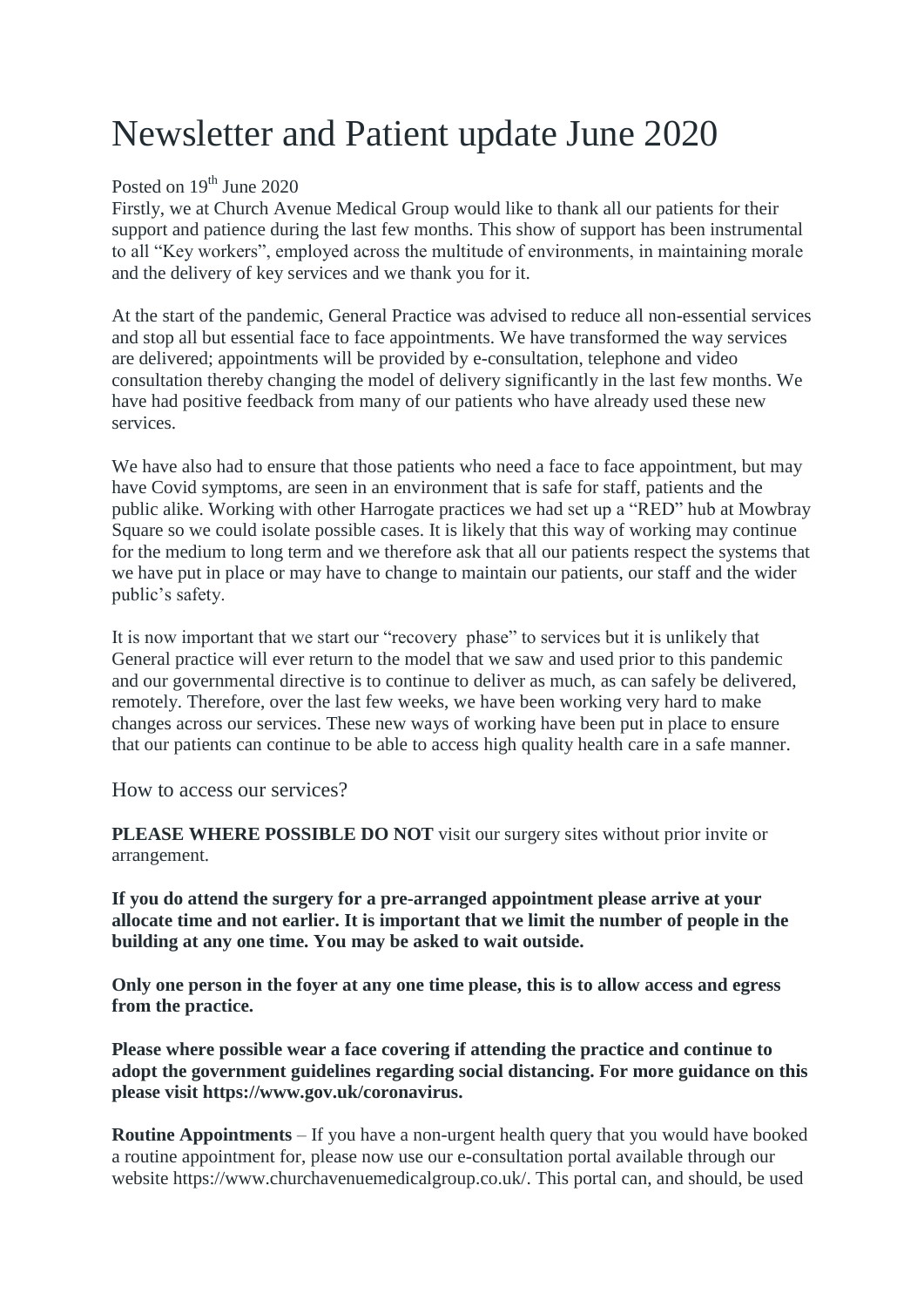# Newsletter and Patient update June 2020

Posted on 19th June 2020

Firstly, we at Church Avenue Medical Group would like to thank all our patients for their support and patience during the last few months. This show of support has been instrumental to all "Key workers", employed across the multitude of environments, in maintaining morale and the delivery of key services and we thank you for it.

At the start of the pandemic, General Practice was advised to reduce all non-essential services and stop all but essential face to face appointments. We have transformed the way services are delivered; appointments will be provided by e-consultation, telephone and video consultation thereby changing the model of delivery significantly in the last few months. We have had positive feedback from many of our patients who have already used these new services.

We have also had to ensure that those patients who need a face to face appointment, but may have Covid symptoms, are seen in an environment that is safe for staff, patients and the public alike. Working with other Harrogate practices we had set up a "RED" hub at Mowbray Square so we could isolate possible cases. It is likely that this way of working may continue for the medium to long term and we therefore ask that all our patients respect the systems that we have put in place or may have to change to maintain our patients, our staff and the wider public's safety.

It is now important that we start our "recovery phase" to services but it is unlikely that General practice will ever return to the model that we saw and used prior to this pandemic and our governmental directive is to continue to deliver as much, as can safely be delivered, remotely. Therefore, over the last few weeks, we have been working very hard to make changes across our services. These new ways of working have been put in place to ensure that our patients can continue to be able to access high quality health care in a safe manner.

## How to access our services?

**PLEASE WHERE POSSIBLE DO NOT** visit our surgery sites without prior invite or arrangement.

**If you do attend the surgery for a pre-arranged appointment please arrive at your allocate time and not earlier. It is important that we limit the number of people in the building at any one time. You may be asked to wait outside.**

**Only one person in the foyer at any one time please, this is to allow access and egress from the practice.**

**Please where possible wear a face covering if attending the practice and continue to adopt the government guidelines regarding social distancing. For more guidance on this please visit https://www.gov.uk/coronavirus.**

**Routine Appointments** – If you have a non-urgent health query that you would have booked a routine appointment for, please now use our e-consultation portal available through our website https://www.churchavenuemedicalgroup.co.uk/. This portal can, and should, be used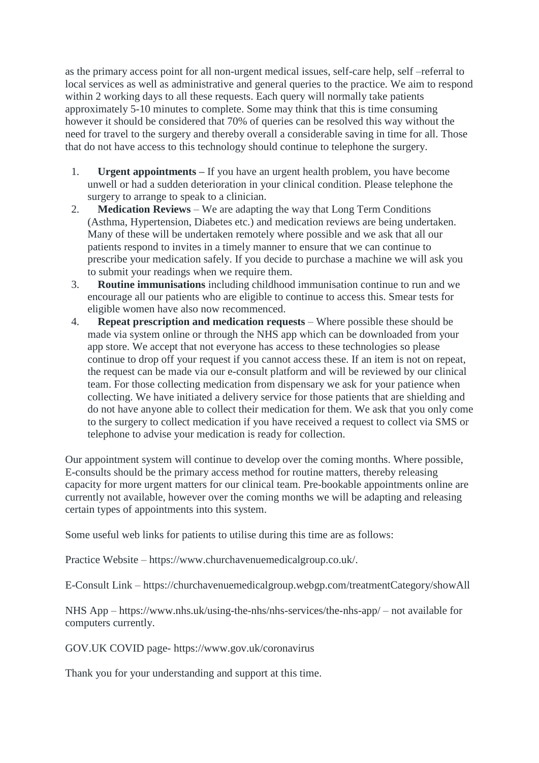as the primary access point for all non-urgent medical issues, self-care help, self –referral to local services as well as administrative and general queries to the practice. We aim to respond within 2 working days to all these requests. Each query will normally take patients approximately 5-10 minutes to complete. Some may think that this is time consuming however it should be considered that 70% of queries can be resolved this way without the need for travel to the surgery and thereby overall a considerable saving in time for all. Those that do not have access to this technology should continue to telephone the surgery.

1. **Urgent appointments –** If you have an urgent health problem, you have become unwell or had a sudden deterioration in your clinical condition. Please telephone the surgery to arrange to speak to a clinician.
2. **Medication Reviews** – We are adapting the way that Long Term Conditions (Asthma, Hypertension, Diabetes etc.) and medication reviews are being undertaken. Many of these will be undertaken remotely where possible and we ask that all our patients respond to invites in a timely manner to ensure that we can continue to prescribe your medication safely. If you decide to purchase a machine we will ask you to submit your readings when we require them.
3. **Routine immunisations** including childhood immunisation continue to run and we encourage all our patients who are eligible to continue to access this. Smear tests for eligible women have also now recommenced.
4. **Repeat prescription and medication requests** – Where possible these should be made via system online or through the NHS app which can be downloaded from your app store. We accept that not everyone has access to these technologies so please continue to drop off your request if you cannot access these. If an item is not on repeat, the request can be made via our e-consult platform and will be reviewed by our clinical team. For those collecting medication from dispensary we ask for your patience when collecting. We have initiated a delivery service for those patients that are shielding and do not have anyone able to collect their medication for them. We ask that you only come to the surgery to collect medication if you have received a request to collect via SMS or telephone to advise your medication is ready for collection.

Our appointment system will continue to develop over the coming months. Where possible, E-consults should be the primary access method for routine matters, thereby releasing capacity for more urgent matters for our clinical team. Pre-bookable appointments online are currently not available, however over the coming months we will be adapting and releasing certain types of appointments into this system.

Some useful web links for patients to utilise during this time are as follows:

Practice Website – https://www.churchavenuemedicalgroup.co.uk/.

E-Consult Link – https://churchavenuemedicalgroup.webgp.com/treatmentCategory/showAll

NHS App – https://www.nhs.uk/using-the-nhs/nhs-services/the-nhs-app/ – not available for computers currently.

GOV.UK COVID page- https://www.gov.uk/coronavirus

Thank you for your understanding and support at this time.